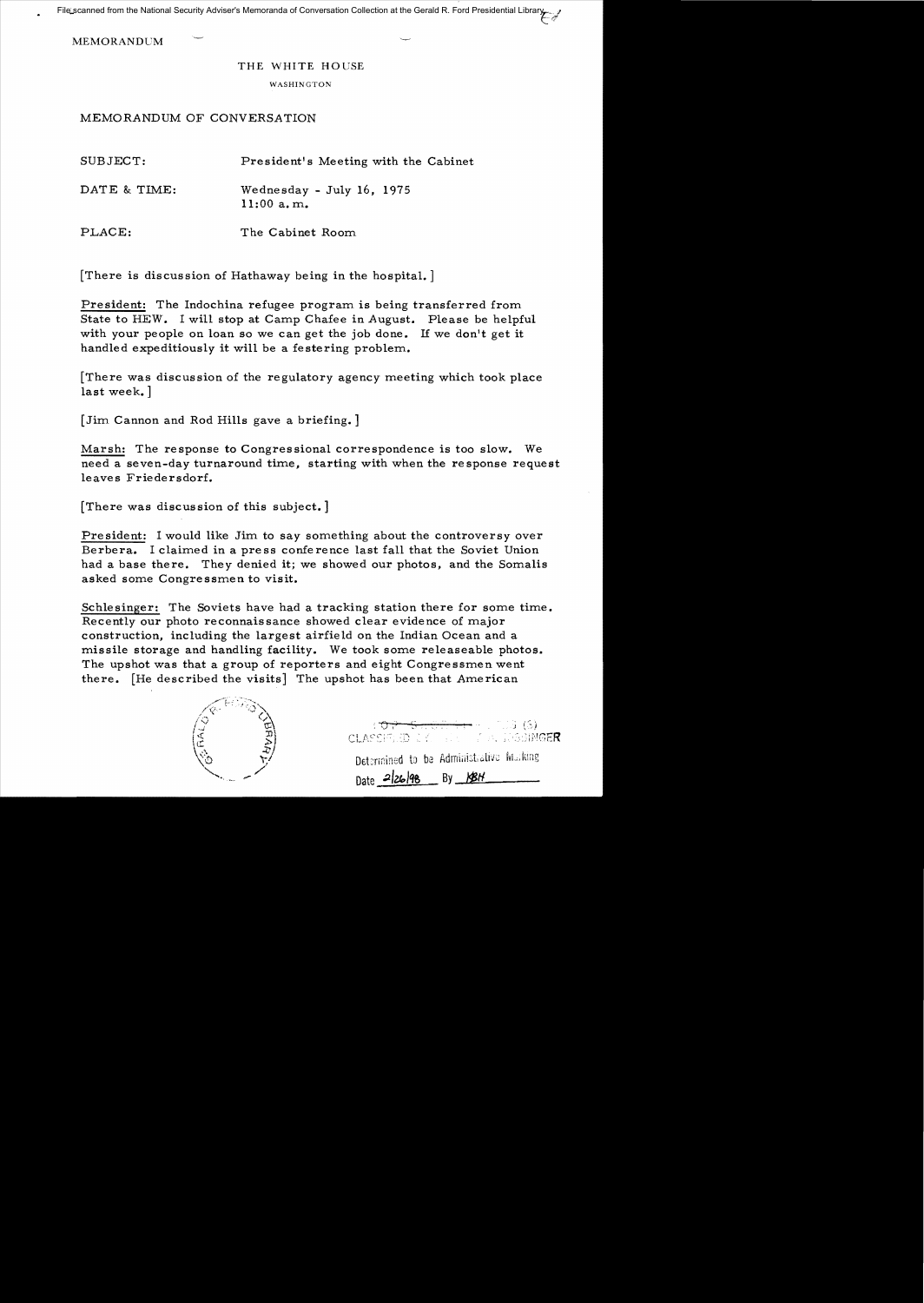File scanned from the National Security Adviser's Memoranda of Conversation Collection at the Gerald R. Ford Presidential Library

MEMORANDUM

THE WHITE HOUSE

WASHINGTON

MEMORANDUM OF CONVERSATION

SUBJECT: President's Meeting with the Cabinet

DATE & TIME: Wednesday - July 16, 1975
11:00 a.m.

PLACE: The Cabinet Room

[There is discussion of Hathaway being in the hospital.]

President: The Indochina refugee program is being transferred from State to HEW. I will stop at Camp Chafee in August. Please be helpful with your people on loan so we can get the job done. If we don't get it handled expeditiously it will be a festering problem.

[There was discussion of the regulatory agency meeting which took place last week.]

[Jim Cannon and Rod Hills gave a briefing.]

Marsh: The response to Congressional correspondence is too slow. We need a seven-day turnaround time, starting with when the response request leaves Friedersdorf.

[There was discussion of this subject.]

President: I would like Jim to say something about the controversy over Berbera. I claimed in a press conference last fall that the Soviet Union had a base there. They denied it; we showed our photos, and the Somalis asked some Congressmen to visit.

Schlesinger: The Soviets have had a tracking station there for some time. Recently our photo reconnaissance showed clear evidence of major construction, including the largest airfield on the Indian Ocean and a missile storage and handling facility. We took some releaseable photos. The upshot was that a group of reporters and eight Congressmen went there. [He described the visits] The upshot has been that American

CLASSIFIED BY ... KISSINGER

Determined to be Administrative Marking
Date 2/26/98 By KBH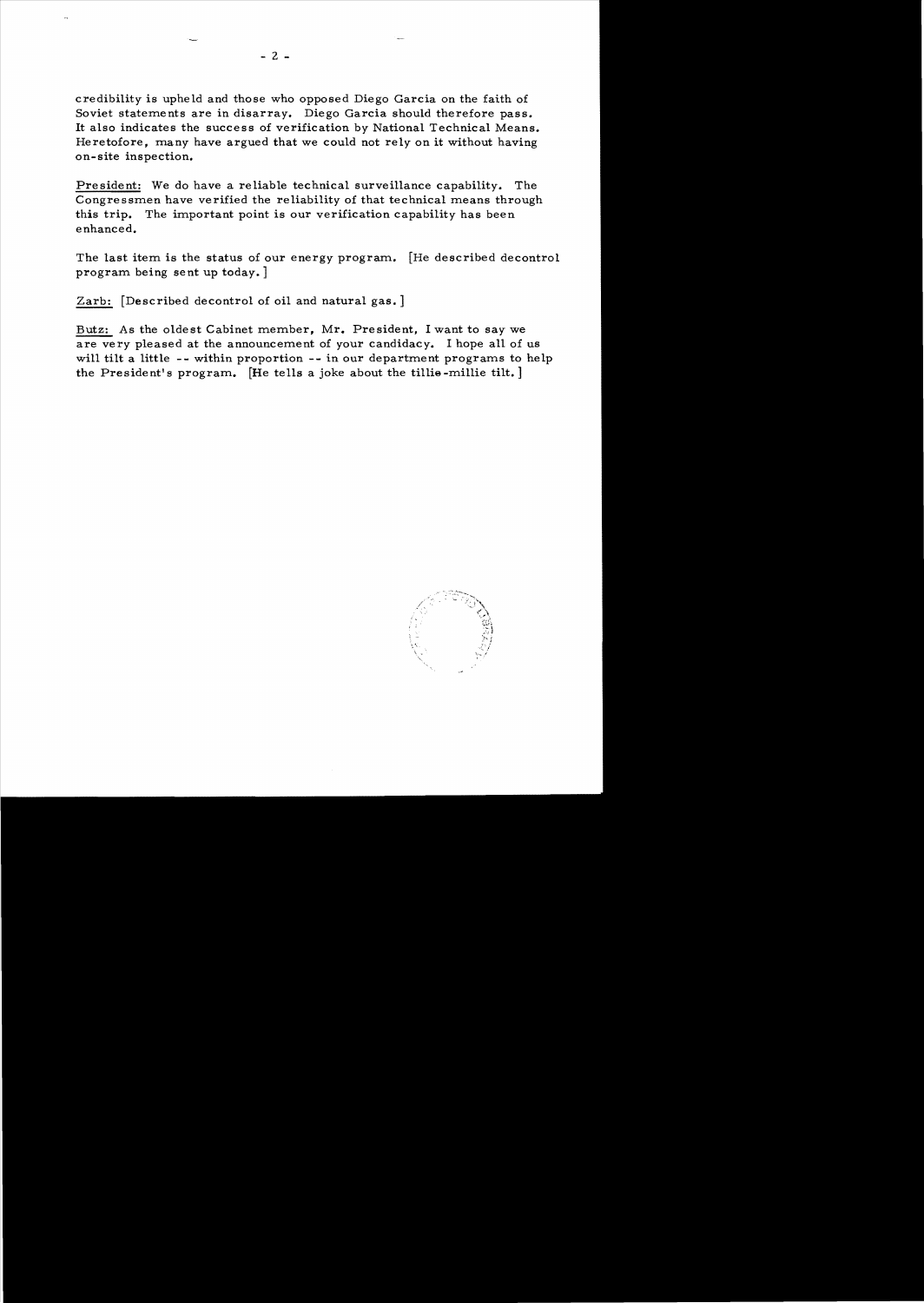credibility is upheld and those who opposed Diego Garcia on the faith of Soviet statements are in disarray. Diego Garcia should therefore pass. It also indicates the success of verification by National Technical Means. Heretofore, many have argued that we could not rely on it without having on-site inspection.

President: We do have a reliable technical surveillance capability. The Congressmen have verified the reliability of that technical means through this trip. The important point is our verification capability has been enhanced.

The last item is the status of our energy program. [He described decontrol program being sent up today.]

Zarb: [Described decontrol of oil and natural gas.]

Butz: As the oldest Cabinet member, Mr. President, I want to say we are very pleased at the announcement of your candidacy. I hope all of us will tilt a little -- within proportion -- in our department programs to help the President's program. [He tells a joke about the tillie-millie tilt.]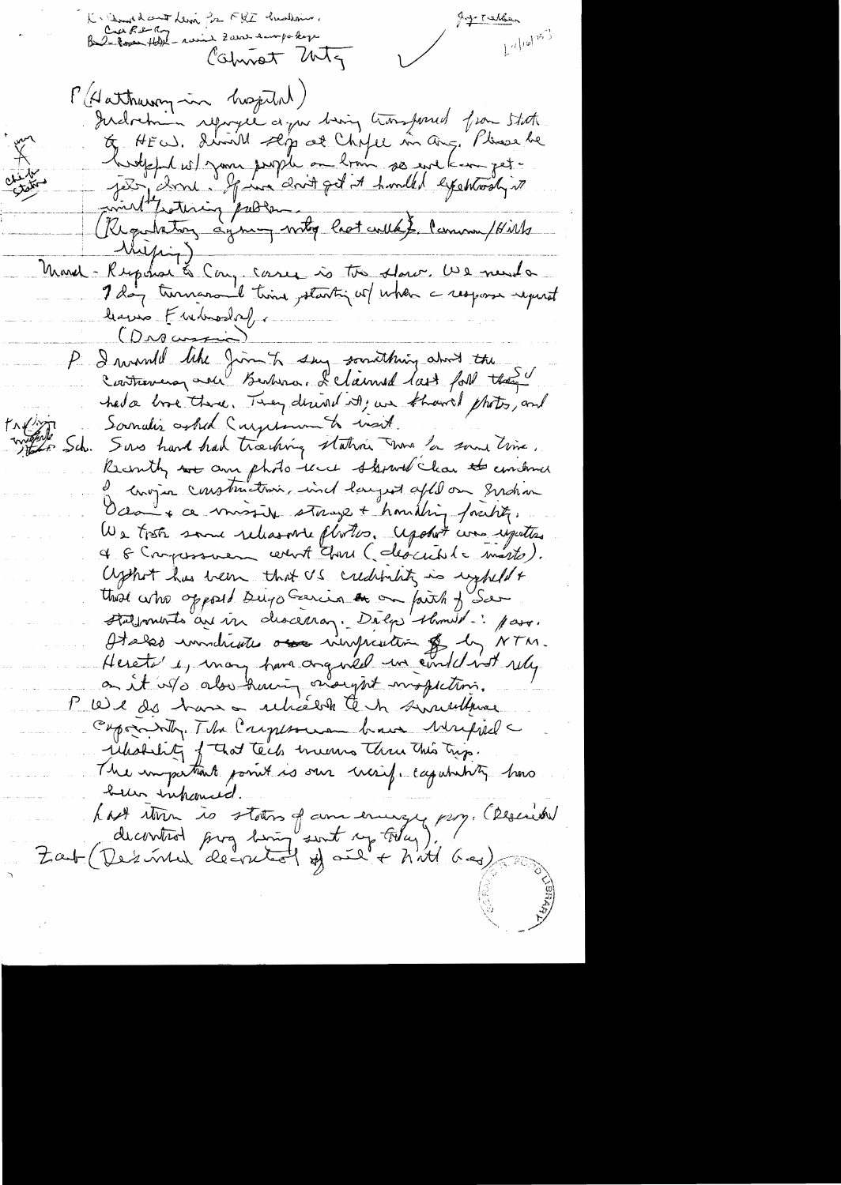K: Donald and Levi for FBI hearing.
Carl Albert Rog
Bal-Rosa HR - raise Zaire Everglades

Jay-Taylor
1/10/75

Cabinet Mtg

P (Hathaway in hospital)
Indochina refugee are being transferred from State & HEW. Dinnell Stop at Chaffee in Aug. Please be helpful w/ your people on loan so we can get jobs done. If we don't get it handled effectively it will be festering problem.
(Regulatory agency mtg last week). Cannon / Hills
(Meeting)

Morton - Response to Cong. cases is too slow. We need a 7 day turnaround time, starting w/ when a response request leaves Friedersdorf.
(Discussion)

P I would like Jim to say something about the controversy over Berbera. I claimed last fall they had a base there. They denied it; we showed photos, and Somalis asked Congressmen to visit.

Schl. Sovs have had tracking station there for some time. Recently an photo recce showed clear the evidence of major construction, incl largest oil field on Indian Ocean + a missile storage + handling facility. We took some releasable photos. Upshot was reporters & 8 Congressmen went there (described events). Upshot has been that US credibility is upheld + those who opposed Diego Garcia on faith of Sov statements are in disarray. Delegates showed: pass. It also indicates our verification & by NTM. Heretofore, many have argued we could not rely on it w/o also having on-sight inspection.

P We do have a reliable & in surveillance capability. The Congressmen have verified a reliability of that tech means thru this trip. The important point is our verif. capability has been enhanced.

Last item is status of our energy prog. (Described decontrol prog being sent up today).

Zarb (Described decontrol of oil + Natl Gas)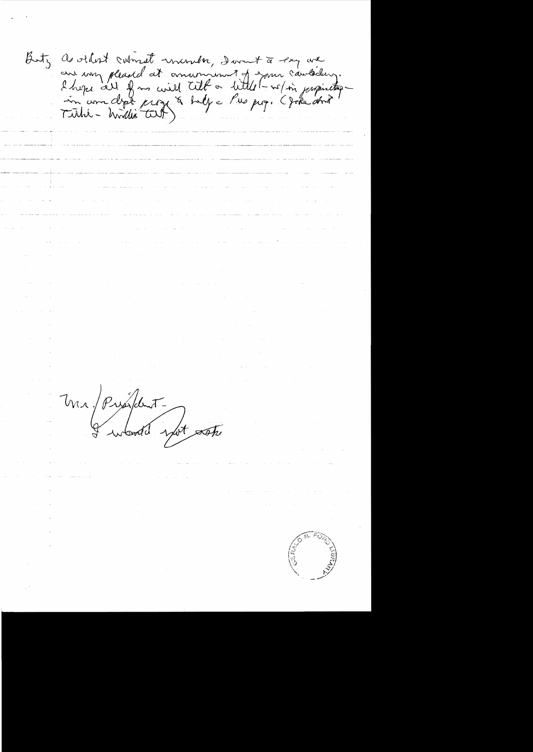Butz As oldest cabinet member, I want to say we are very pleased at announcement of your candidacy. I hope all of us will tilt a little - w/in propriety - in our dept progs to help = Pres prog. (Joke about Tilt - Wallis TILT)

Mr. President -
I would not ask